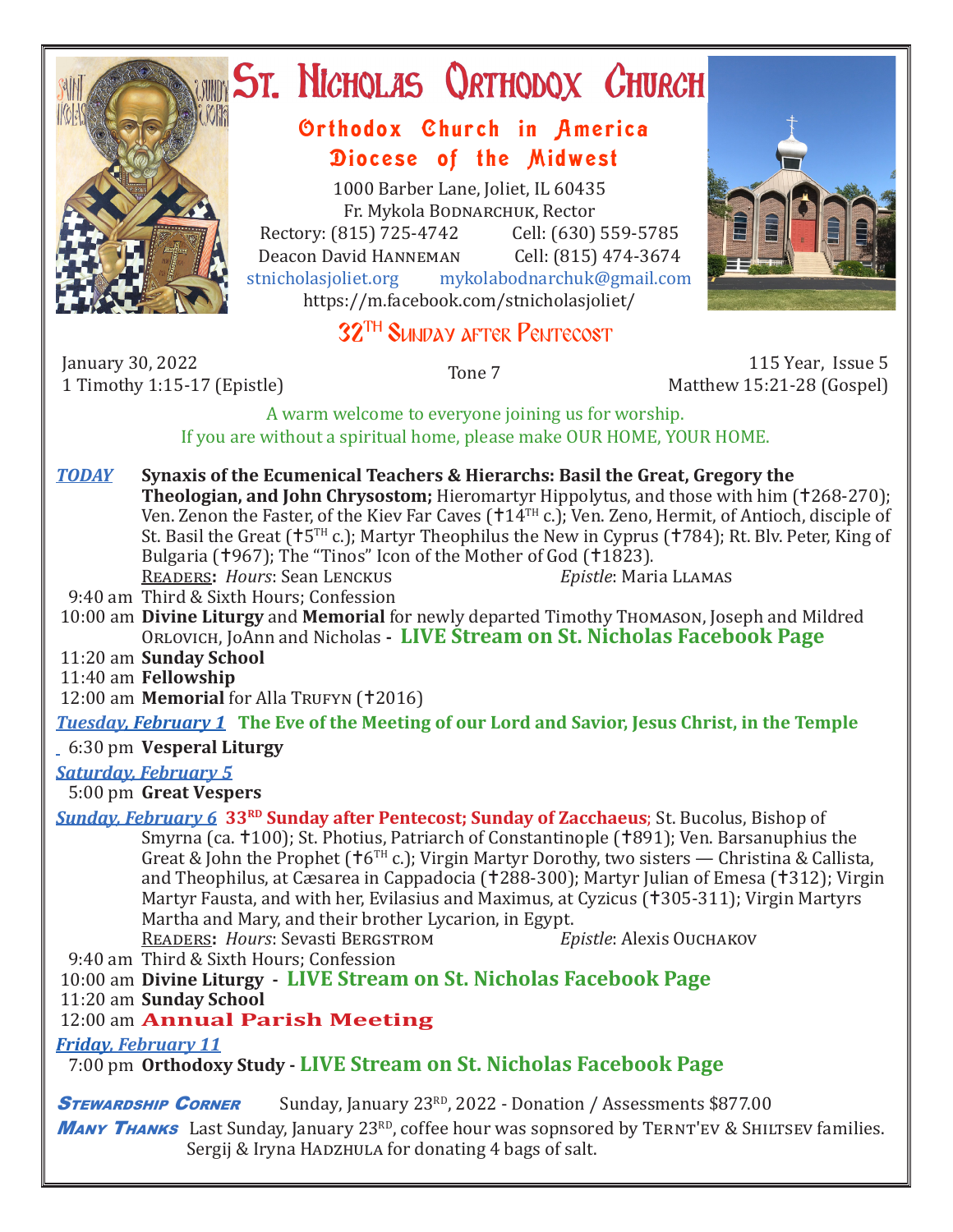# St. Nicholas Orthodox Church

## Orthodox Church in America
## Diocese of the Midwest

1000 Barber Lane, Joliet, IL 60435
Fr. Mykola Bodnarchuk, Rector
Rectory: (815) 725-4742 Cell: (630) 559-5785
Deacon David Hanneman Cell: (815) 474-3674
stnicholasjoliet.org mykolabodnarchuk@gmail.com
https://m.facebook.com/stnicholasjoliet/

## 32TH Sunday after Pentecost

January 30, 2022
1 Timothy 1:15-17 (Epistle)

Tone 7

115 Year, Issue 5
Matthew 15:21-28 (Gospel)

A warm welcome to everyone joining us for worship.
If you are without a spiritual home, please make OUR HOME, YOUR HOME.

***TODAY*** **Synaxis of the Ecumenical Teachers & Hierarchs: Basil the Great, Gregory the Theologian, and John Chrysostom;** Hieromartyr Hippolytus, and those with him (✝268-270); Ven. Zenon the Faster, of the Kiev Far Caves (✝14TH c.); Ven. Zeno, Hermit, of Antioch, disciple of St. Basil the Great (✝5TH c.); Martyr Theophilus the New in Cyprus (✝784); Rt. Blv. Peter, King of Bulgaria (✝967); The "Tinos" Icon of the Mother of God (✝1823).

Readers**:** *Hours*: Sean Lenckus *Epistle*: Maria Llamas

- 9:40 am Third & Sixth Hours; Confession
- 10:00 am **Divine Liturgy** and **Memorial** for newly departed Timothy Thomason, Joseph and Mildred Orlovich, JoAnn and Nicholas - **LIVE Stream on St. Nicholas Facebook Page**
- 11:20 am **Sunday School**
- 11:40 am **Fellowship**
- 12:00 am **Memorial** for Alla Trufyn (✝2016)

***Tuesday, February 1*** **The Eve of the Meeting of our Lord and Savior, Jesus Christ, in the Temple**

- 6:30 pm **Vesperal Liturgy**

***Saturday, February 5***

- 5:00 pm **Great Vespers**

***Sunday, February 6*** **33RD Sunday after Pentecost; Sunday of Zacchaeus**; St. Bucolus, Bishop of Smyrna (ca. ✝100); St. Photius, Patriarch of Constantinople (✝891); Ven. Barsanuphius the Great & John the Prophet (✝6TH c.); Virgin Martyr Dorothy, two sisters — Christina & Callista, and Theophilus, at Cæsarea in Cappadocia (✝288-300); Martyr Julian of Emesa (✝312); Virgin Martyr Fausta, and with her, Evilasius and Maximus, at Cyzicus (✝305-311); Virgin Martyrs Martha and Mary, and their brother Lycarion, in Egypt.

Readers**:** *Hours*: Sevasti Bergstrom *Epistle*: Alexis Ouchakov

- 9:40 am Third & Sixth Hours; Confession
- 10:00 am **Divine Liturgy - LIVE Stream on St. Nicholas Facebook Page**
- 11:20 am **Sunday School**
- 12:00 am **Annual Parish Meeting**

***Friday, February 11***

- 7:00 pm **Orthodoxy Study - LIVE Stream on St. Nicholas Facebook Page**

***Stewardship Corner*** Sunday, January 23RD, 2022 - Donation / Assessments $877.00

***Many Thanks*** Last Sunday, January 23RD, coffee hour was sopnsored by Ternt'ev & Shiltsev families. Sergij & Iryna Hadzhula for donating 4 bags of salt.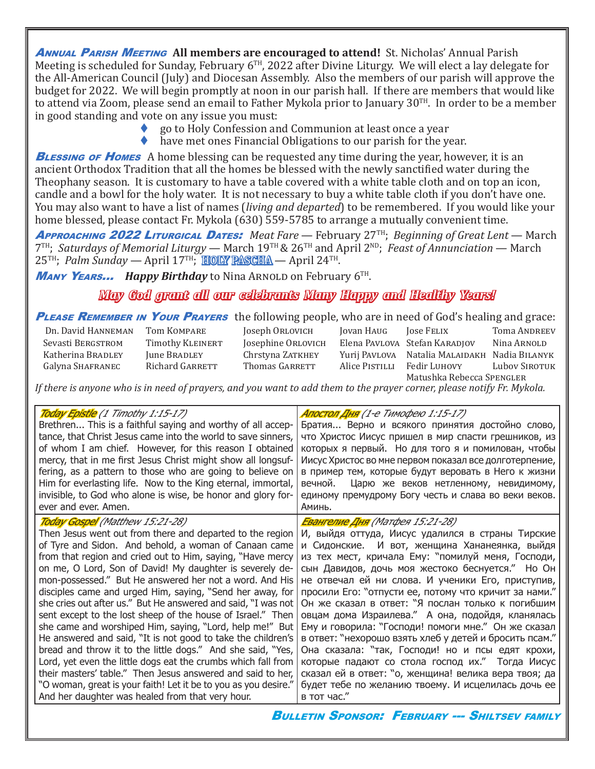**Annual Parish Meeting** **All members are encouraged to attend!** St. Nicholas' Annual Parish Meeting is scheduled for Sunday, February 6TH, 2022 after Divine Liturgy. We will elect a lay delegate for the All-American Council (July) and Diocesan Assembly. Also the members of our parish will approve the budget for 2022. We will begin promptly at noon in our parish hall. If there are members that would like to attend via Zoom, please send an email to Father Mykola prior to January 30TH. In order to be a member in good standing and vote on any issue you must:

- go to Holy Confession and Communion at least once a year
- have met ones Financial Obligations to our parish for the year.

**Blessing of Homes** A home blessing can be requested any time during the year, however, it is an ancient Orthodox Tradition that all the homes be blessed with the newly sanctified water during the Theophany season. It is customary to have a table covered with a white table cloth and on top an icon, candle and a bowl for the holy water. It is not necessary to buy a white table cloth if you don't have one. You may also want to have a list of names (*living and departed*) to be remembered. If you would like your home blessed, please contact Fr. Mykola (630) 559-5785 to arrange a mutually convenient time.

**Approaching 2022 Liturgical Dates:** *Meat Fare* — February 27TH; *Beginning of Great Lent* — March 7TH; *Saturdays of Memorial Liturgy* — March 19TH & 26TH and April 2ND; *Feast of Annunciation* — March 25TH; *Palm Sunday* — April 17TH; **HOLY PASCHA** — April 24TH.

**Many Years...** ***Happy Birthday*** to Nina Arnold on February 6TH.

***May God grant all our celebrants Many Happy and Healthy Years!***

**Please Remember in Your Prayers** the following people, who are in need of God's healing and grace:

| | | | | | |
|---|---|---|---|---|---|
| Dn. David Hanneman | Tom Kompare | Joseph Orlovich | Jovan Haug | Jose Felix | Toma Andreev |
| Sevasti Bergstrom | Timothy Kleinert | Josephine Orlovich | Elena Pavlova | Stefan Karadjov | Nina Arnold |
| Katherina Bradley | June Bradley | Chrstyna Zatkhey | Yurij Pavlova | Natalia Malaidakh | Nadia Bilanyk |
| Galyna Shafranec | Richard Garrett | Thomas Garrett | Alice Pistilli | Fedir Luhovy | Lubov Sirotuk |
| | | | | Matushka Rebecca Spengler | |

*If there is anyone who is in need of prayers, and you want to add them to the prayer corner, please notify Fr. Mykola.*

| | |
|---|---|
| *Today Epistle (1 Timothy 1:15-17)*<br>Brethren... This is a faithful saying and worthy of all acceptance, that Christ Jesus came into the world to save sinners, of whom I am chief. However, for this reason I obtained mercy, that in me first Jesus Christ might show all longsuffering, as a pattern to those who are going to believe on Him for everlasting life. Now to the King eternal, immortal, invisible, to God who alone is wise, be honor and glory forever and ever. Amen. | *Апостол Дня (1-е Тимофею 1:15-17)*<br>Братия... Верно и всякого принятия достойно слово, что Христос Иисус пришел в мир спасти грешников, из которых я первый. Но для того я и помилован, чтобы Иисус Христос во мне первом показал все долготерпение, в пример тем, которые будут веровать в Него к жизни вечной. Царю же веков нетленному, невидимому, единому премудрому Богу честь и слава во веки веков. Аминь. |
| *Today Gospel (Matthew 15:21-28)*<br>Then Jesus went out from there and departed to the region of Tyre and Sidon. And behold, a woman of Canaan came from that region and cried out to Him, saying, "Have mercy on me, O Lord, Son of David! My daughter is severely demon-possessed." But He answered her not a word. And His disciples came and urged Him, saying, "Send her away, for she cries out after us." But He answered and said, "I was not sent except to the lost sheep of the house of Israel." Then she came and worshiped Him, saying, "Lord, help me!" But He answered and said, "It is not good to take the children's bread and throw it to the little dogs." And she said, "Yes, Lord, yet even the little dogs eat the crumbs which fall from their masters' table." Then Jesus answered and said to her, "O woman, great is your faith! Let it be to you as you desire." And her daughter was healed from that very hour. | *Евангелие Дня (Матфея 15:21-28)*<br>И, выйдя оттуда, Иисус удалился в страны Тирские и Сидонские. И вот, женщина Хананеянка, выйдя из тех мест, кричала Ему: "помилуй меня, Господи, сын Давидов, дочь моя жестоко беснуется." Но Он не отвечал ей ни слова. И ученики Его, приступив, просили Его: "отпусти ее, потому что кричит за нами." Он же сказал в ответ: "Я послан только к погибшим овцам дома Израилева." А она, подойдя, кланялась Ему и говорила: "Господи! помоги мне." Он же сказал в ответ: "нехорошо взять хлеб у детей и бросить псам." Она сказала: "так, Господи! но и псы едят крохи, которые падают со стола господ их." Тогда Иисус сказал ей в ответ: "о, женщина! велика вера твоя; да будет тебе по желанию твоему. И исцелилась дочь ее в тот час." |

**Bulletin Sponsor: February --- Shiltsev family**